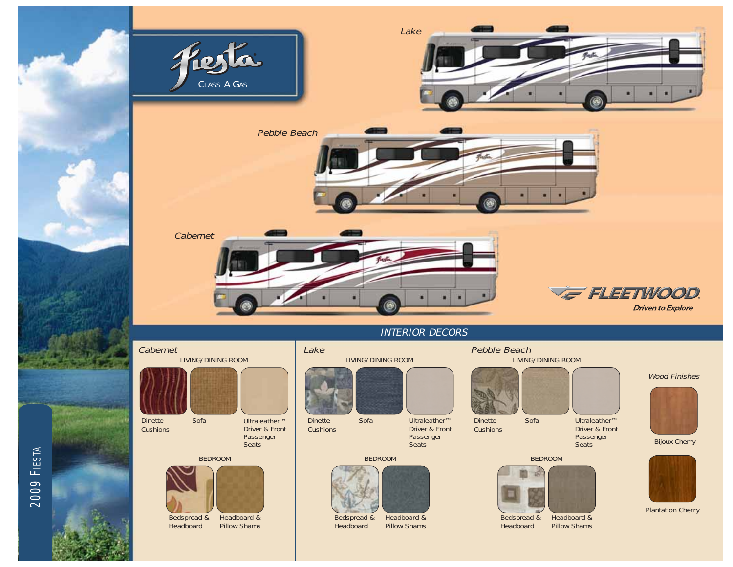# Fiesta

CLASS A GAS

*Lake*

*Pebble Beach*

*Cabernet*

FLEETWOOD

*Driven to Explore*

## INTERIOR DECORS

### *Cabernet*

LIVING/ DINING ROOM

- Dinette Cushions
- Sofa
- Ultraleather™ Driver & Front Passenger Seats

BEDROOM

- Bedspread & Headboard
- Headboard & Pillow Shams

### *Lake*

LIVING/ DINING ROOM

- Dinette Cushions
- Sofa
- Ultraleather™ Driver & Front Passenger Seats

BEDROOM

- Bedspread & Headboard
- Headboard & Pillow Shams

### *Pebble Beach*

LIVING/ DINING ROOM

- Dinette Cushions
- Sofa
- Ultraleather™ Driver & Front Passenger Seats

BEDROOM

- Bedspread & Headboard
- Headboard & Pillow Shams

### *Wood Finishes*

- Bijoux Cherry
- Plantation Cherry

2009 FIESTA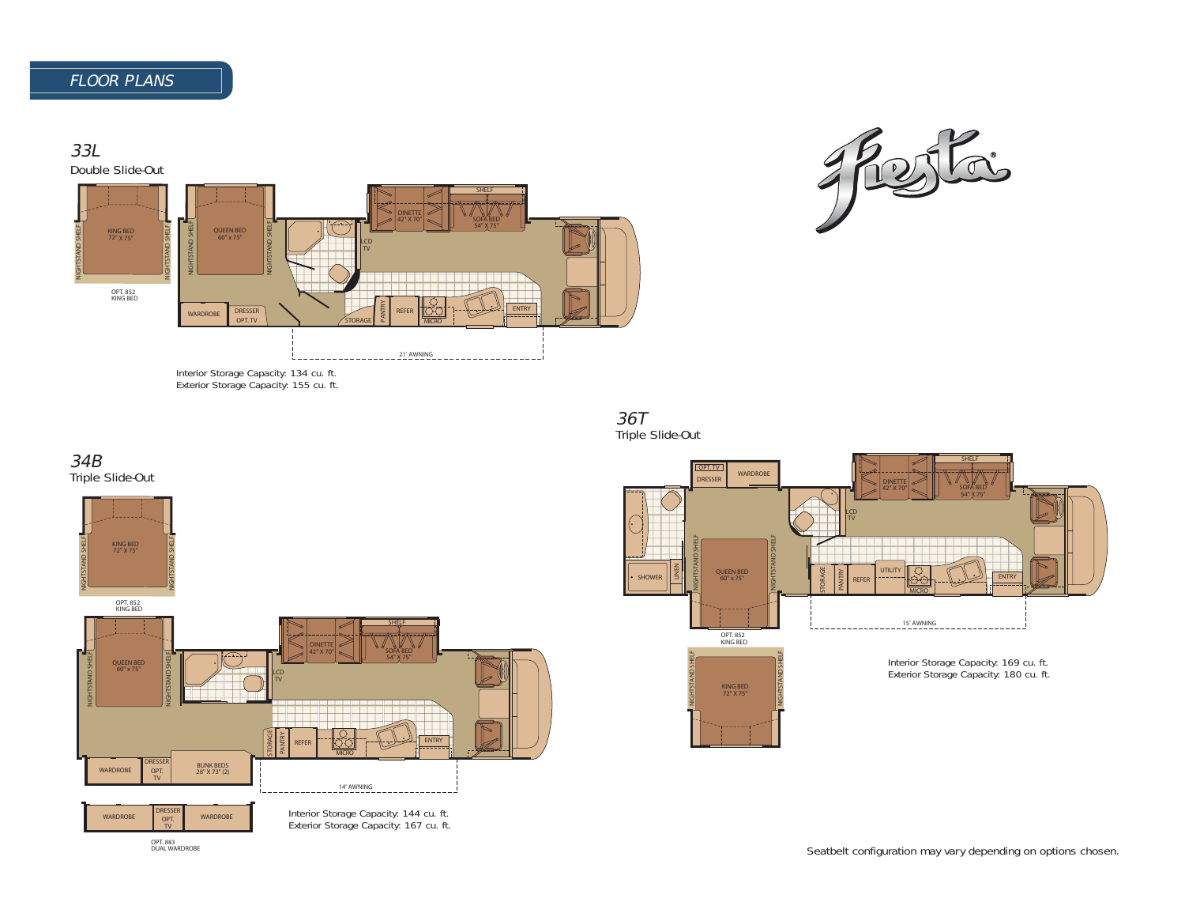## FLOOR PLANS

Fiesta®

### 33L
Double Slide-Out

KING BED 72" X 75"
NIGHTSTAND SHELF
NIGHTSTAND SHELF
OPT. 852 KING BED

QUEEN BED 60" x 75"
NIGHTSTAND SHELF
NIGHTSTAND SHELF
WARDROBE
DRESSER OPT. TV
LCD TV
DINETTE 42" X 70"
SHELF
SOFA BED 54" X 75"
STORAGE
PANTRY
REFER
MICRO
ENTRY
21' AWNING

Interior Storage Capacity: 134 cu. ft.
Exterior Storage Capacity: 155 cu. ft.

### 34B
Triple Slide-Out

KING BED 72" X 75"
NIGHTSTAND SHELF
NIGHTSTAND SHELF
OPT. 852 KING BED

QUEEN BED 60" x 75"
NIGHTSTAND SHELF
NIGHTSTAND SHELF
LCD TV
DINETTE 42" X 70"
SHELF
SOFA BED 54" X 75"
STORAGE
PANTRY
REFER
MICRO
ENTRY
WARDROBE
DRESSER OPT. TV
BUNK BEDS 28" X 73" (2)
14' AWNING

WARDROBE
DRESSER OPT. TV
WARDROBE
OPT. 883 DUAL WARDROBE

Interior Storage Capacity: 144 cu. ft.
Exterior Storage Capacity: 167 cu. ft.

### 36T
Triple Slide-Out

OPT. TV
DRESSER
WARDROBE
SHOWER
LINEN
QUEEN BED 60" x 75"
NIGHTSTAND SHELF
NIGHTSTAND SHELF
LCD TV
DINETTE 42" X 70"
SHELF
SOFA BED 54" X 75"
STORAGE
PANTRY
REFER
UTILITY
MICRO
ENTRY
15' AWNING

OPT. 852 KING BED
KING BED 72" X 75"
NIGHTSTAND SHELF
NIGHTSTAND SHELF

Interior Storage Capacity: 169 cu. ft.
Exterior Storage Capacity: 180 cu. ft.

Seatbelt configuration may vary depending on options chosen.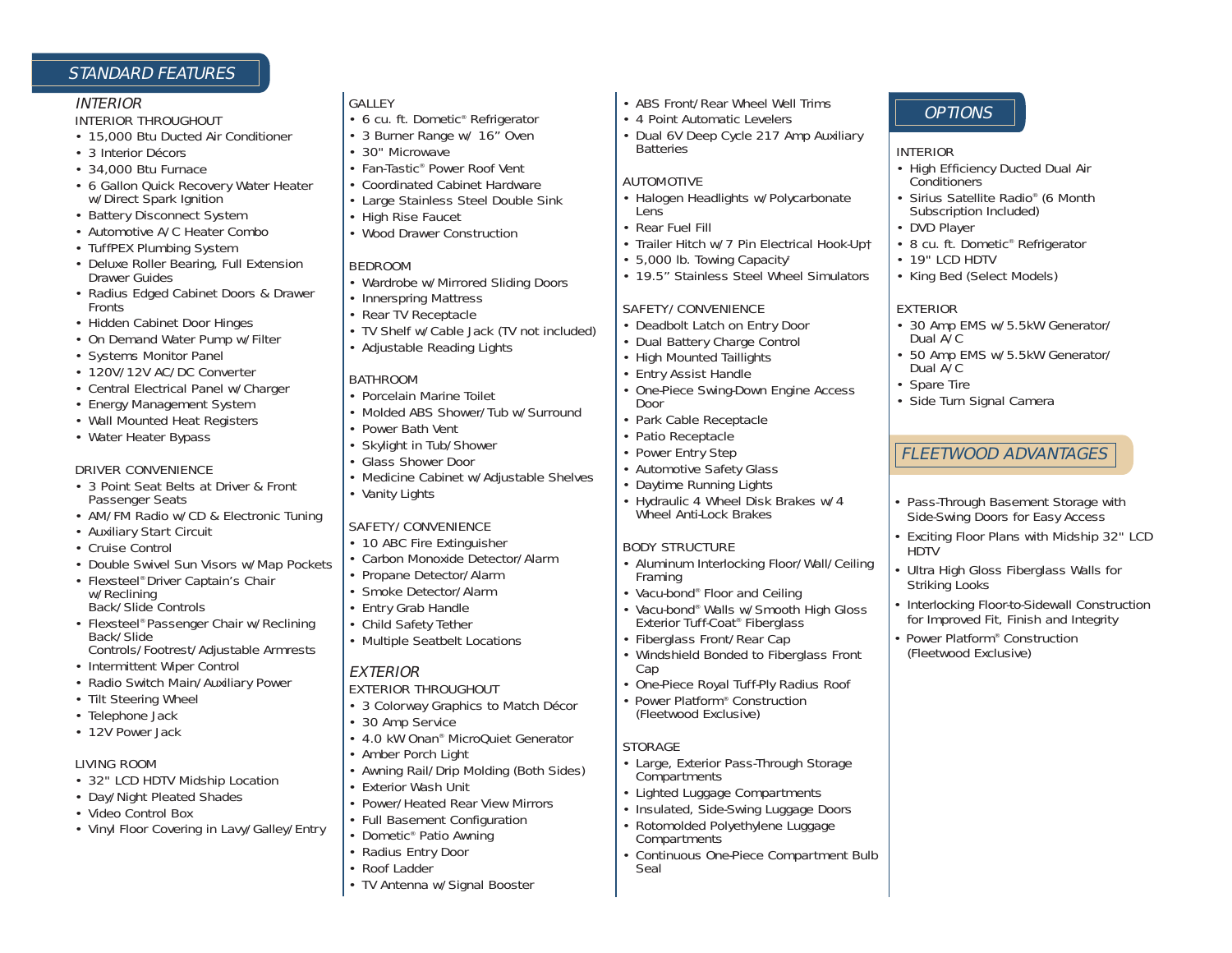## STANDARD FEATURES

### INTERIOR

INTERIOR THROUGHOUT

- 15,000 Btu Ducted Air Conditioner
- 3 Interior Décors
- 34,000 Btu Furnace
- 6 Gallon Quick Recovery Water Heater w/Direct Spark Ignition
- Battery Disconnect System
- Automotive A/C Heater Combo
- TuffPEX Plumbing System
- Deluxe Roller Bearing, Full Extension Drawer Guides
- Radius Edged Cabinet Doors & Drawer Fronts
- Hidden Cabinet Door Hinges
- On Demand Water Pump w/Filter
- Systems Monitor Panel
- 120V/12V AC/DC Converter
- Central Electrical Panel w/Charger
- Energy Management System
- Wall Mounted Heat Registers
- Water Heater Bypass

DRIVER CONVENIENCE

- 3 Point Seat Belts at Driver & Front Passenger Seats
- AM/FM Radio w/CD & Electronic Tuning
- Auxiliary Start Circuit
- Cruise Control
- Double Swivel Sun Visors w/Map Pockets
- Flexsteel® Driver Captain's Chair w/Reclining Back/Slide Controls
- Flexsteel® Passenger Chair w/Reclining Back/Slide Controls/Footrest/Adjustable Armrests
- Intermittent Wiper Control
- Radio Switch Main/Auxiliary Power
- Tilt Steering Wheel
- Telephone Jack
- 12V Power Jack

LIVING ROOM

- 32" LCD HDTV Midship Location
- Day/Night Pleated Shades
- Video Control Box
- Vinyl Floor Covering in Lavy/Galley/Entry

GALLEY

- 6 cu. ft. Dometic® Refrigerator
- 3 Burner Range w/ 16" Oven
- 30" Microwave
- Fan-Tastic® Power Roof Vent
- Coordinated Cabinet Hardware
- Large Stainless Steel Double Sink
- High Rise Faucet
- Wood Drawer Construction

BEDROOM

- Wardrobe w/Mirrored Sliding Doors
- Innerspring Mattress
- Rear TV Receptacle
- TV Shelf w/Cable Jack (TV not included)
- Adjustable Reading Lights

BATHROOM

- Porcelain Marine Toilet
- Molded ABS Shower/Tub w/Surround
- Power Bath Vent
- Skylight in Tub/Shower
- Glass Shower Door
- Medicine Cabinet w/Adjustable Shelves
- Vanity Lights

SAFETY/CONVENIENCE

- 10 ABC Fire Extinguisher
- Carbon Monoxide Detector/Alarm
- Propane Detector/Alarm
- Smoke Detector/Alarm
- Entry Grab Handle
- Child Safety Tether
- Multiple Seatbelt Locations

### EXTERIOR

EXTERIOR THROUGHOUT

- 3 Colorway Graphics to Match Décor
- 30 Amp Service
- 4.0 kW Onan® MicroQuiet Generator
- Amber Porch Light
- Awning Rail/Drip Molding (Both Sides)
- Exterior Wash Unit
- Power/Heated Rear View Mirrors
- Full Basement Configuration
- Dometic® Patio Awning
- Radius Entry Door
- Roof Ladder
- TV Antenna w/Signal Booster
- ABS Front/Rear Wheel Well Trims
- 4 Point Automatic Levelers
- Dual 6V Deep Cycle 217 Amp Auxiliary Batteries

AUTOMOTIVE

- Halogen Headlights w/Polycarbonate Lens
- Rear Fuel Fill
- Trailer Hitch w/7 Pin Electrical Hook-Up†
- 5,000 lb. Towing Capacity†
- 19.5" Stainless Steel Wheel Simulators

SAFETY/CONVENIENCE

- Deadbolt Latch on Entry Door
- Dual Battery Charge Control
- High Mounted Taillights
- Entry Assist Handle
- One-Piece Swing-Down Engine Access Door
- Park Cable Receptacle
- Patio Receptacle
- Power Entry Step
- Automotive Safety Glass
- Daytime Running Lights
- Hydraulic 4 Wheel Disk Brakes w/4 Wheel Anti-Lock Brakes

BODY STRUCTURE

- Aluminum Interlocking Floor/Wall/Ceiling Framing
- Vacu-bond® Floor and Ceiling
- Vacu-bond® Walls w/Smooth High Gloss Exterior Tuff-Coat® Fiberglass
- Fiberglass Front/Rear Cap
- Windshield Bonded to Fiberglass Front Cap
- One-Piece Royal Tuff-Ply Radius Roof
- Power Platform® Construction (Fleetwood Exclusive)

STORAGE

- Large, Exterior Pass-Through Storage Compartments
- Lighted Luggage Compartments
- Insulated, Side-Swing Luggage Doors
- Rotomolded Polyethylene Luggage Compartments
- Continuous One-Piece Compartment Bulb Seal

## OPTIONS

INTERIOR

- High Efficiency Ducted Dual Air Conditioners
- Sirius Satellite Radio® (6 Month Subscription Included)
- DVD Player
- 8 cu. ft. Dometic® Refrigerator
- 19" LCD HDTV
- King Bed (Select Models)

EXTERIOR

- 30 Amp EMS w/5.5kW Generator/Dual A/C
- 50 Amp EMS w/5.5kW Generator/Dual A/C
- Spare Tire
- Side Turn Signal Camera

## FLEETWOOD ADVANTAGES

- Pass-Through Basement Storage with Side-Swing Doors for Easy Access
- Exciting Floor Plans with Midship 32" LCD HDTV
- Ultra High Gloss Fiberglass Walls for Striking Looks
- Interlocking Floor-to-Sidewall Construction for Improved Fit, Finish and Integrity
- Power Platform® Construction (Fleetwood Exclusive)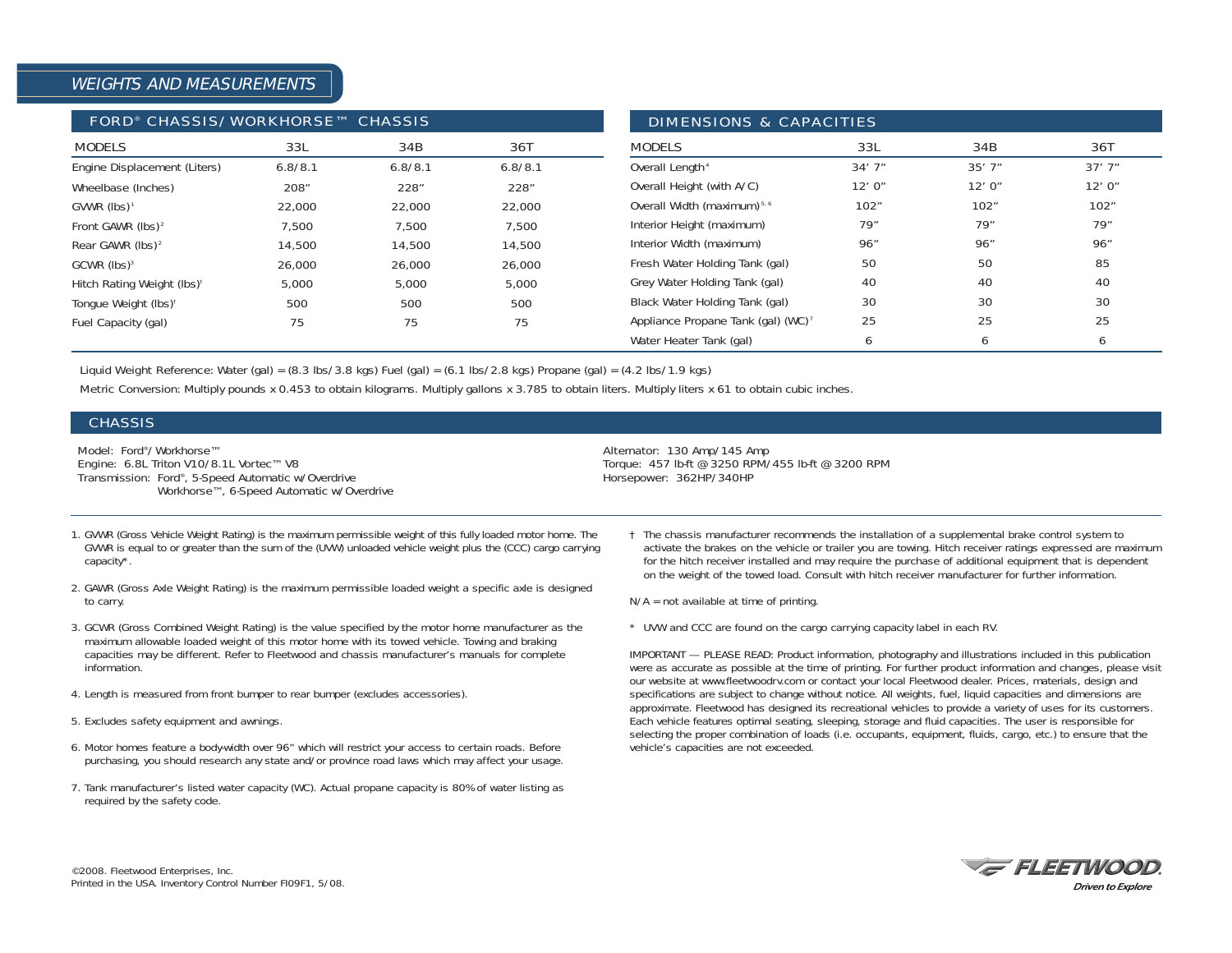# WEIGHTS AND MEASUREMENTS

## FORD® CHASSIS/WORKHORSE™ CHASSIS

| MODELS | 33L | 34B | 36T |
|---|---|---|---|
| Engine Displacement (Liters) | 6.8/8.1 | 6.8/8.1 | 6.8/8.1 |
| Wheelbase (Inches) | 208” | 228” | 228” |
| GVWR (lbs)[1] | 22,000 | 22,000 | 22,000 |
| Front GAWR (lbs)[2] | 7,500 | 7,500 | 7,500 |
| Rear GAWR (lbs)[2] | 14,500 | 14,500 | 14,500 |
| GCWR (lbs)[3] | 26,000 | 26,000 | 26,000 |
| Hitch Rating Weight (lbs)[†] | 5,000 | 5,000 | 5,000 |
| Tongue Weight (lbs)[†] | 500 | 500 | 500 |
| Fuel Capacity (gal) | 75 | 75 | 75 |

## DIMENSIONS & CAPACITIES

| MODELS | 33L | 34B | 36T |
|---|---|---|---|
| Overall Length[4] | 34’ 7” | 35’ 7” | 37’ 7” |
| Overall Height (with A/C) | 12’ 0” | 12’ 0” | 12’ 0” |
| Overall Width (maximum)[5, 6] | 102” | 102” | 102” |
| Interior Height (maximum) | 79” | 79” | 79” |
| Interior Width (maximum) | 96” | 96” | 96” |
| Fresh Water Holding Tank (gal) | 50 | 50 | 85 |
| Grey Water Holding Tank (gal) | 40 | 40 | 40 |
| Black Water Holding Tank (gal) | 30 | 30 | 30 |
| Appliance Propane Tank (gal) (WC)[7] | 25 | 25 | 25 |
| Water Heater Tank (gal) | 6 | 6 | 6 |

Liquid Weight Reference: Water (gal) = (8.3 lbs/3.8 kgs) Fuel (gal) = (6.1 lbs/2.8 kgs) Propane (gal) = (4.2 lbs/1.9 kgs)

Metric Conversion: Multiply pounds x 0.453 to obtain kilograms. Multiply gallons x 3.785 to obtain liters. Multiply liters x 61 to obtain cubic inches.

## CHASSIS

Model: Ford®/Workhorse™
Engine: 6.8L Triton V10/8.1L Vortec™ V8
Transmission: Ford®, 5-Speed Automatic w/Overdrive
Workhorse™, 6-Speed Automatic w/Overdrive

Alternator: 130 Amp/145 Amp
Torque: 457 lb-ft @ 3250 RPM/455 lb-ft @ 3200 RPM
Horsepower: 362HP/340HP

1. GVWR (Gross Vehicle Weight Rating) is the maximum permissible weight of this fully loaded motor home. The GVWR is equal to or greater than the sum of the (UVW) unloaded vehicle weight plus the (CCC) cargo carrying capacity*.

2. GAWR (Gross Axle Weight Rating) is the maximum permissible loaded weight a specific axle is designed to carry.

3. GCWR (Gross Combined Weight Rating) is the value specified by the motor home manufacturer as the maximum allowable loaded weight of this motor home with its towed vehicle. Towing and braking capacities may be different. Refer to Fleetwood and chassis manufacturer’s manuals for complete information.

4. Length is measured from front bumper to rear bumper (excludes accessories).

5. Excludes safety equipment and awnings.

6. Motor homes feature a body-width over 96” which will restrict your access to certain roads. Before purchasing, you should research any state and/or province road laws which may affect your usage.

7. Tank manufacturer’s listed water capacity (WC). Actual propane capacity is 80% of water listing as required by the safety code.

† The chassis manufacturer recommends the installation of a supplemental brake control system to activate the brakes on the vehicle or trailer you are towing. Hitch receiver ratings expressed are maximum for the hitch receiver installed and may require the purchase of additional equipment that is dependent on the weight of the towed load. Consult with hitch receiver manufacturer for further information.

N/A = not available at time of printing.

* UVW and CCC are found on the cargo carrying capacity label in each RV.

IMPORTANT — PLEASE READ: Product information, photography and illustrations included in this publication were as accurate as possible at the time of printing. For further product information and changes, please visit our website at www.fleetwoodrv.com or contact your local Fleetwood dealer. Prices, materials, design and specifications are subject to change without notice. All weights, fuel, liquid capacities and dimensions are approximate. Fleetwood has designed its recreational vehicles to provide a variety of uses for its customers. Each vehicle features optimal seating, sleeping, storage and fluid capacities. The user is responsible for selecting the proper combination of loads (i.e. occupants, equipment, fluids, cargo, etc.) to ensure that the vehicle’s capacities are not exceeded.

©2008. Fleetwood Enterprises, Inc.
Printed in the USA. Inventory Control Number FI09F1, 5/08.

FLEETWOOD
Driven to Explore